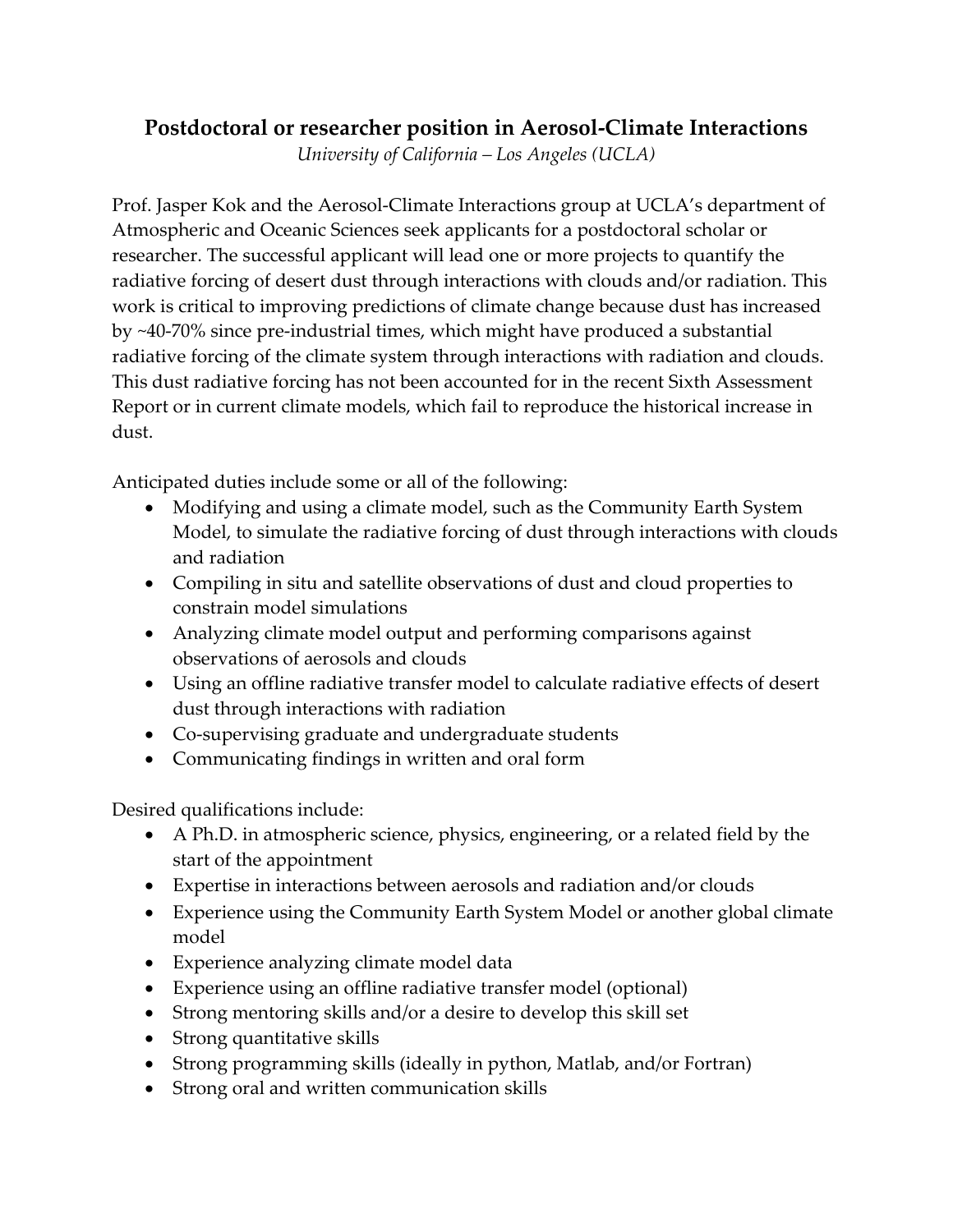# Postdoctoral or researcher position in Aerosol-Climate Interactions

*University of California – Los Angeles (UCLA)*

Prof. Jasper Kok and the Aerosol-Climate Interactions group at UCLA's department of Atmospheric and Oceanic Sciences seek applicants for a postdoctoral scholar or researcher. The successful applicant will lead one or more projects to quantify the radiative forcing of desert dust through interactions with clouds and/or radiation. This work is critical to improving predictions of climate change because dust has increased by ~40-70% since pre-industrial times, which might have produced a substantial radiative forcing of the climate system through interactions with radiation and clouds. This dust radiative forcing has not been accounted for in the recent Sixth Assessment Report or in current climate models, which fail to reproduce the historical increase in dust.

Anticipated duties include some or all of the following:

- Modifying and using a climate model, such as the Community Earth System Model, to simulate the radiative forcing of dust through interactions with clouds and radiation
- Compiling in situ and satellite observations of dust and cloud properties to constrain model simulations
- Analyzing climate model output and performing comparisons against observations of aerosols and clouds
- Using an offline radiative transfer model to calculate radiative effects of desert dust through interactions with radiation
- Co-supervising graduate and undergraduate students
- Communicating findings in written and oral form

Desired qualifications include:

- A Ph.D. in atmospheric science, physics, engineering, or a related field by the start of the appointment
- Expertise in interactions between aerosols and radiation and/or clouds
- Experience using the Community Earth System Model or another global climate model
- Experience analyzing climate model data
- Experience using an offline radiative transfer model (optional)
- Strong mentoring skills and/or a desire to develop this skill set
- Strong quantitative skills
- Strong programming skills (ideally in python, Matlab, and/or Fortran)
- Strong oral and written communication skills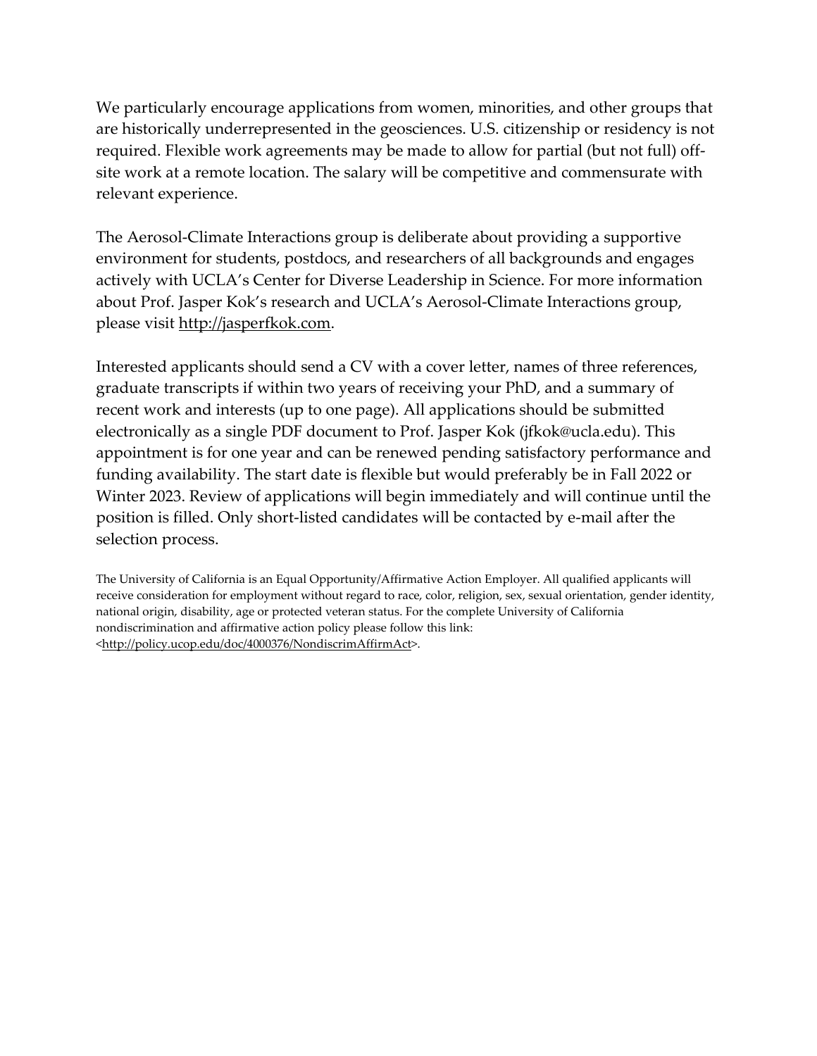We particularly encourage applications from women, minorities, and other groups that are historically underrepresented in the geosciences. U.S. citizenship or residency is not required. Flexible work agreements may be made to allow for partial (but not full) off-site work at a remote location. The salary will be competitive and commensurate with relevant experience.

The Aerosol-Climate Interactions group is deliberate about providing a supportive environment for students, postdocs, and researchers of all backgrounds and engages actively with UCLA's Center for Diverse Leadership in Science. For more information about Prof. Jasper Kok's research and UCLA's Aerosol-Climate Interactions group, please visit http://jasperfkok.com.

Interested applicants should send a CV with a cover letter, names of three references, graduate transcripts if within two years of receiving your PhD, and a summary of recent work and interests (up to one page). All applications should be submitted electronically as a single PDF document to Prof. Jasper Kok (jfkok@ucla.edu). This appointment is for one year and can be renewed pending satisfactory performance and funding availability. The start date is flexible but would preferably be in Fall 2022 or Winter 2023. Review of applications will begin immediately and will continue until the position is filled. Only short-listed candidates will be contacted by e-mail after the selection process.

The University of California is an Equal Opportunity/Affirmative Action Employer. All qualified applicants will receive consideration for employment without regard to race, color, religion, sex, sexual orientation, gender identity, national origin, disability, age or protected veteran status. For the complete University of California nondiscrimination and affirmative action policy please follow this link: <http://policy.ucop.edu/doc/4000376/NondiscrimAffirmAct>.